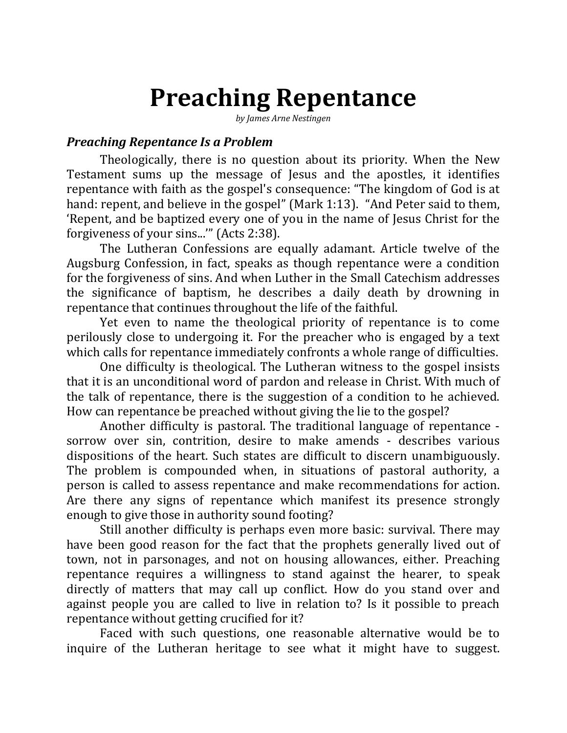# Preaching Repentance

*by James Arne Nestingen*

### *Preaching Repentance Is a Problem*

Theologically, there is no question about its priority. When the New Testament sums up the message of Jesus and the apostles, it identifies repentance with faith as the gospel's consequence: "The kingdom of God is at hand: repent, and believe in the gospel" (Mark 1:13). "And Peter said to them, 'Repent, and be baptized every one of you in the name of Jesus Christ for the forgiveness of your sins...'" (Acts 2:38).

The Lutheran Confessions are equally adamant. Article twelve of the Augsburg Confession, in fact, speaks as though repentance were a condition for the forgiveness of sins. And when Luther in the Small Catechism addresses the significance of baptism, he describes a daily death by drowning in repentance that continues throughout the life of the faithful.

Yet even to name the theological priority of repentance is to come perilously close to undergoing it. For the preacher who is engaged by a text which calls for repentance immediately confronts a whole range of difficulties.

One difficulty is theological. The Lutheran witness to the gospel insists that it is an unconditional word of pardon and release in Christ. With much of the talk of repentance, there is the suggestion of a condition to he achieved. How can repentance be preached without giving the lie to the gospel?

Another difficulty is pastoral. The traditional language of repentance - sorrow over sin, contrition, desire to make amends - describes various dispositions of the heart. Such states are difficult to discern unambiguously. The problem is compounded when, in situations of pastoral authority, a person is called to assess repentance and make recommendations for action. Are there any signs of repentance which manifest its presence strongly enough to give those in authority sound footing?

Still another difficulty is perhaps even more basic: survival. There may have been good reason for the fact that the prophets generally lived out of town, not in parsonages, and not on housing allowances, either. Preaching repentance requires a willingness to stand against the hearer, to speak directly of matters that may call up conflict. How do you stand over and against people you are called to live in relation to? Is it possible to preach repentance without getting crucified for it?

Faced with such questions, one reasonable alternative would be to inquire of the Lutheran heritage to see what it might have to suggest.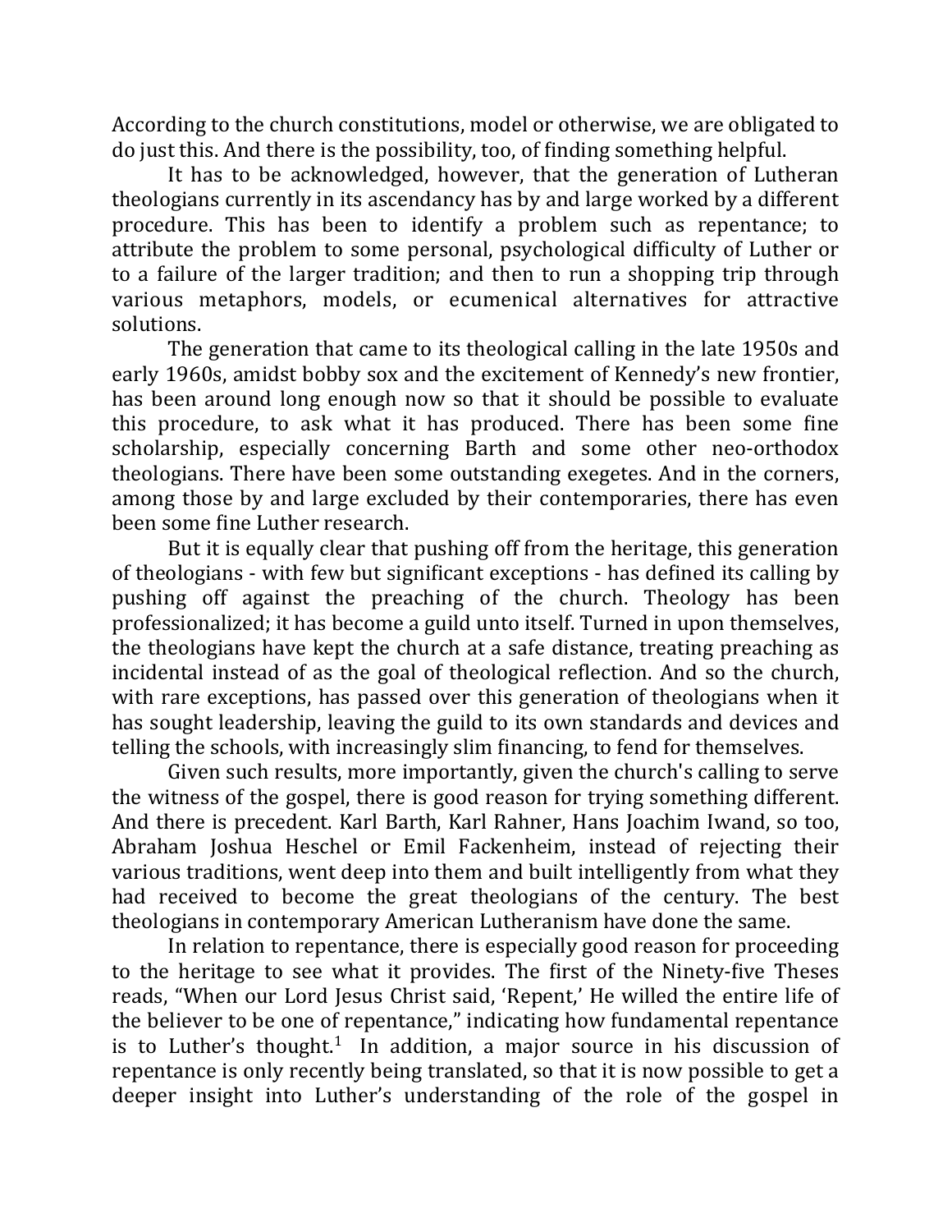According to the church constitutions, model or otherwise, we are obligated to do just this. And there is the possibility, too, of finding something helpful.

It has to be acknowledged, however, that the generation of Lutheran theologians currently in its ascendancy has by and large worked by a different procedure. This has been to identify a problem such as repentance; to attribute the problem to some personal, psychological difficulty of Luther or to a failure of the larger tradition; and then to run a shopping trip through various metaphors, models, or ecumenical alternatives for attractive solutions.

The generation that came to its theological calling in the late 1950s and early 1960s, amidst bobby sox and the excitement of Kennedy's new frontier, has been around long enough now so that it should be possible to evaluate this procedure, to ask what it has produced. There has been some fine scholarship, especially concerning Barth and some other neo-orthodox theologians. There have been some outstanding exegetes. And in the corners, among those by and large excluded by their contemporaries, there has even been some fine Luther research.

But it is equally clear that pushing off from the heritage, this generation of theologians - with few but significant exceptions - has defined its calling by pushing off against the preaching of the church. Theology has been professionalized; it has become a guild unto itself. Turned in upon themselves, the theologians have kept the church at a safe distance, treating preaching as incidental instead of as the goal of theological reflection. And so the church, with rare exceptions, has passed over this generation of theologians when it has sought leadership, leaving the guild to its own standards and devices and telling the schools, with increasingly slim financing, to fend for themselves.

Given such results, more importantly, given the church's calling to serve the witness of the gospel, there is good reason for trying something different. And there is precedent. Karl Barth, Karl Rahner, Hans Joachim Iwand, so too, Abraham Joshua Heschel or Emil Fackenheim, instead of rejecting their various traditions, went deep into them and built intelligently from what they had received to become the great theologians of the century. The best theologians in contemporary American Lutheranism have done the same.

In relation to repentance, there is especially good reason for proceeding to the heritage to see what it provides. The first of the Ninety-five Theses reads, "When our Lord Jesus Christ said, 'Repent,' He willed the entire life of the believer to be one of repentance," indicating how fundamental repentance is to Luther's thought.[1] In addition, a major source in his discussion of repentance is only recently being translated, so that it is now possible to get a deeper insight into Luther's understanding of the role of the gospel in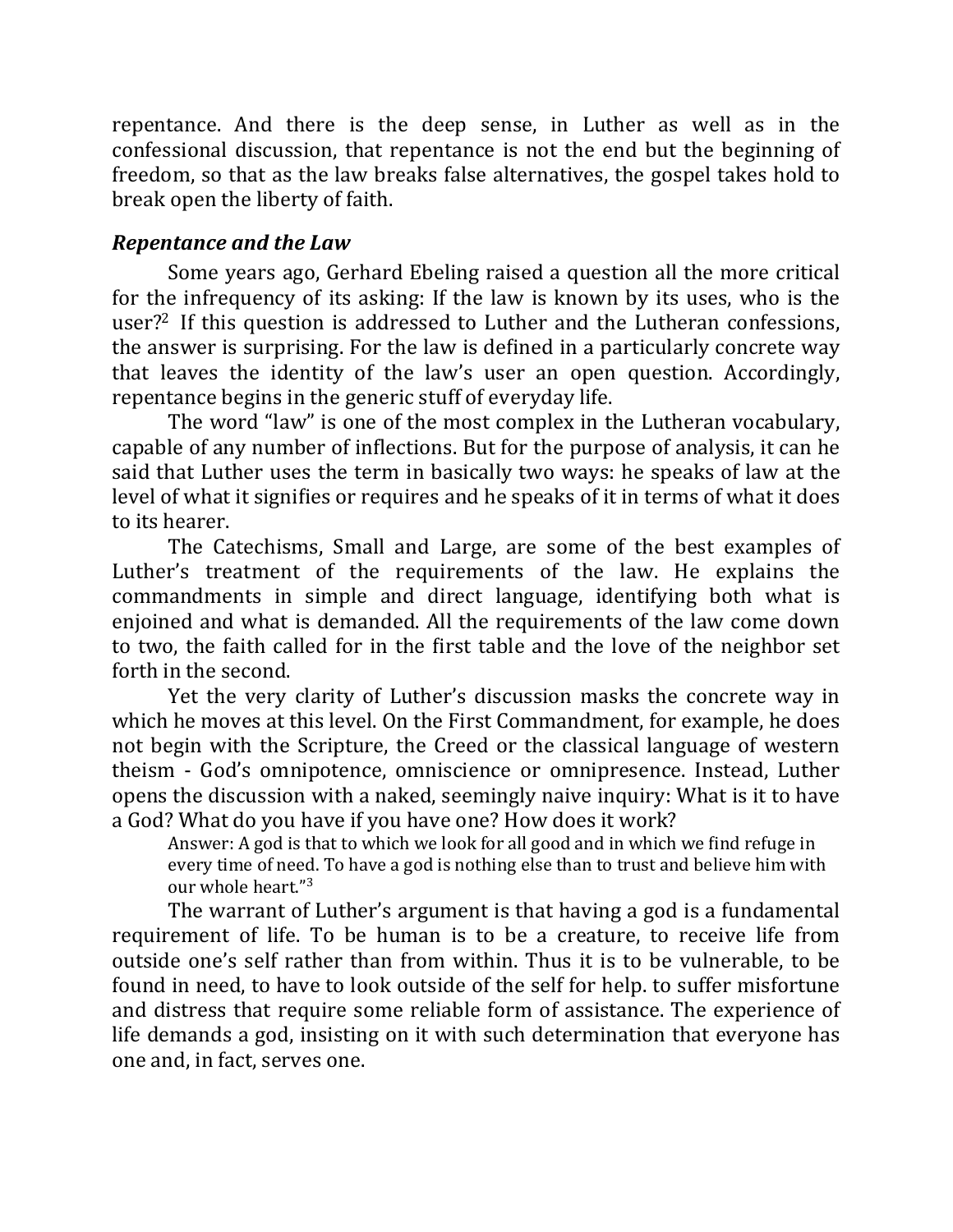repentance. And there is the deep sense, in Luther as well as in the confessional discussion, that repentance is not the end but the beginning of freedom, so that as the law breaks false alternatives, the gospel takes hold to break open the liberty of faith.

### *Repentance and the Law*

Some years ago, Gerhard Ebeling raised a question all the more critical for the infrequency of its asking: If the law is known by its uses, who is the user?[2] If this question is addressed to Luther and the Lutheran confessions, the answer is surprising. For the law is defined in a particularly concrete way that leaves the identity of the law's user an open question. Accordingly, repentance begins in the generic stuff of everyday life.

The word "law" is one of the most complex in the Lutheran vocabulary, capable of any number of inflections. But for the purpose of analysis, it can he said that Luther uses the term in basically two ways: he speaks of law at the level of what it signifies or requires and he speaks of it in terms of what it does to its hearer.

The Catechisms, Small and Large, are some of the best examples of Luther's treatment of the requirements of the law. He explains the commandments in simple and direct language, identifying both what is enjoined and what is demanded. All the requirements of the law come down to two, the faith called for in the first table and the love of the neighbor set forth in the second.

Yet the very clarity of Luther's discussion masks the concrete way in which he moves at this level. On the First Commandment, for example, he does not begin with the Scripture, the Creed or the classical language of western theism - God's omnipotence, omniscience or omnipresence. Instead, Luther opens the discussion with a naked, seemingly naive inquiry: What is it to have a God? What do you have if you have one? How does it work?

> Answer: A god is that to which we look for all good and in which we find refuge in every time of need. To have a god is nothing else than to trust and believe him with our whole heart."[3]

The warrant of Luther's argument is that having a god is a fundamental requirement of life. To be human is to be a creature, to receive life from outside one's self rather than from within. Thus it is to be vulnerable, to be found in need, to have to look outside of the self for help. to suffer misfortune and distress that require some reliable form of assistance. The experience of life demands a god, insisting on it with such determination that everyone has one and, in fact, serves one.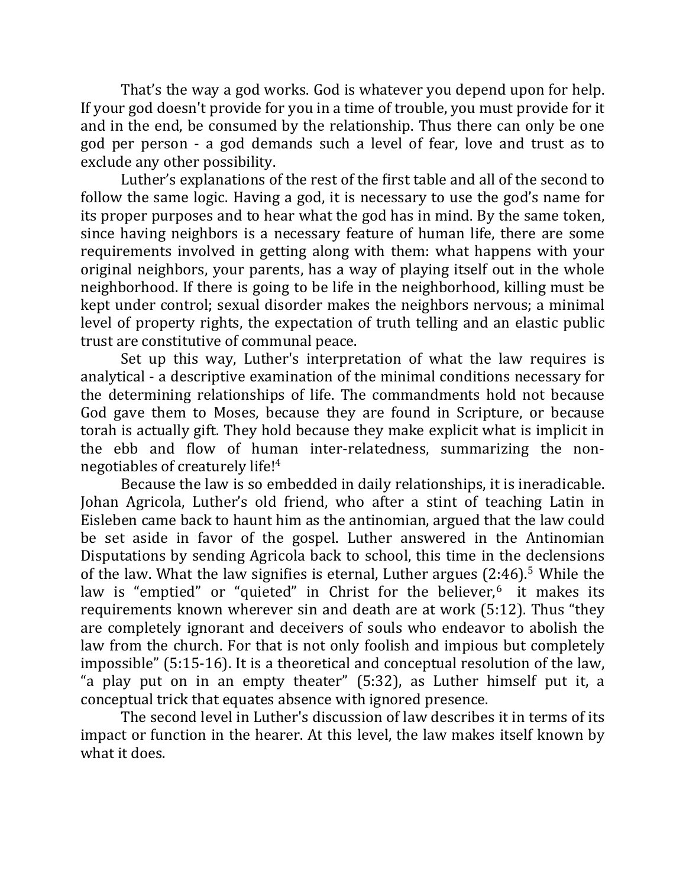That's the way a god works. God is whatever you depend upon for help. If your god doesn't provide for you in a time of trouble, you must provide for it and in the end, be consumed by the relationship. Thus there can only be one god per person - a god demands such a level of fear, love and trust as to exclude any other possibility.

Luther's explanations of the rest of the first table and all of the second to follow the same logic. Having a god, it is necessary to use the god's name for its proper purposes and to hear what the god has in mind. By the same token, since having neighbors is a necessary feature of human life, there are some requirements involved in getting along with them: what happens with your original neighbors, your parents, has a way of playing itself out in the whole neighborhood. If there is going to be life in the neighborhood, killing must be kept under control; sexual disorder makes the neighbors nervous; a minimal level of property rights, the expectation of truth telling and an elastic public trust are constitutive of communal peace.

Set up this way, Luther's interpretation of what the law requires is analytical - a descriptive examination of the minimal conditions necessary for the determining relationships of life. The commandments hold not because God gave them to Moses, because they are found in Scripture, or because torah is actually gift. They hold because they make explicit what is implicit in the ebb and flow of human inter-relatedness, summarizing the non-negotiables of creaturely life![4]

Because the law is so embedded in daily relationships, it is ineradicable. Johan Agricola, Luther's old friend, who after a stint of teaching Latin in Eisleben came back to haunt him as the antinomian, argued that the law could be set aside in favor of the gospel. Luther answered in the Antinomian Disputations by sending Agricola back to school, this time in the declensions of the law. What the law signifies is eternal, Luther argues (2:46).[5] While the law is "emptied" or "quieted" in Christ for the believer,[6] it makes its requirements known wherever sin and death are at work (5:12). Thus "they are completely ignorant and deceivers of souls who endeavor to abolish the law from the church. For that is not only foolish and impious but completely impossible" (5:15-16). It is a theoretical and conceptual resolution of the law, "a play put on in an empty theater" (5:32), as Luther himself put it, a conceptual trick that equates absence with ignored presence.

The second level in Luther's discussion of law describes it in terms of its impact or function in the hearer. At this level, the law makes itself known by what it does.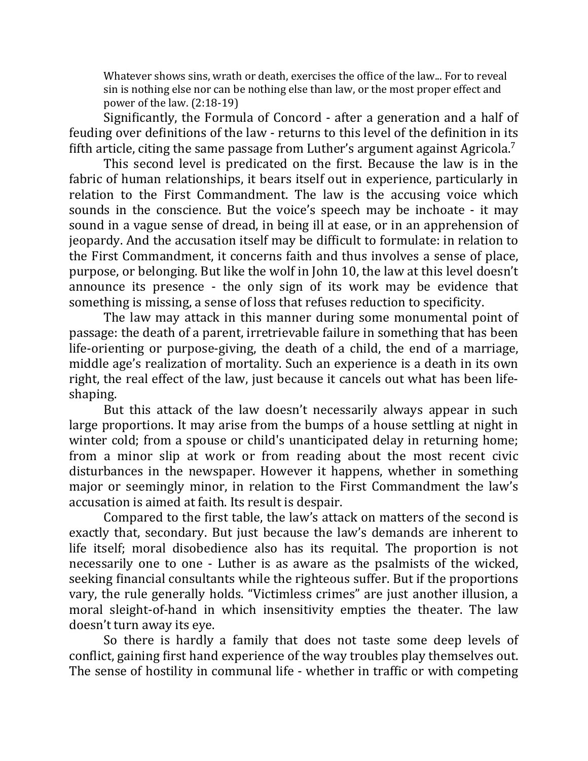> Whatever shows sins, wrath or death, exercises the office of the law... For to reveal sin is nothing else nor can be nothing else than law, or the most proper effect and power of the law. (2:18-19)

Significantly, the Formula of Concord - after a generation and a half of feuding over definitions of the law - returns to this level of the definition in its fifth article, citing the same passage from Luther's argument against Agricola.[7]

This second level is predicated on the first. Because the law is in the fabric of human relationships, it bears itself out in experience, particularly in relation to the First Commandment. The law is the accusing voice which sounds in the conscience. But the voice's speech may be inchoate - it may sound in a vague sense of dread, in being ill at ease, or in an apprehension of jeopardy. And the accusation itself may be difficult to formulate: in relation to the First Commandment, it concerns faith and thus involves a sense of place, purpose, or belonging. But like the wolf in John 10, the law at this level doesn't announce its presence - the only sign of its work may be evidence that something is missing, a sense of loss that refuses reduction to specificity.

The law may attack in this manner during some monumental point of passage: the death of a parent, irretrievable failure in something that has been life-orienting or purpose-giving, the death of a child, the end of a marriage, middle age's realization of mortality. Such an experience is a death in its own right, the real effect of the law, just because it cancels out what has been life-shaping.

But this attack of the law doesn't necessarily always appear in such large proportions. It may arise from the bumps of a house settling at night in winter cold; from a spouse or child's unanticipated delay in returning home; from a minor slip at work or from reading about the most recent civic disturbances in the newspaper. However it happens, whether in something major or seemingly minor, in relation to the First Commandment the law's accusation is aimed at faith. Its result is despair.

Compared to the first table, the law's attack on matters of the second is exactly that, secondary. But just because the law's demands are inherent to life itself; moral disobedience also has its requital. The proportion is not necessarily one to one - Luther is as aware as the psalmists of the wicked, seeking financial consultants while the righteous suffer. But if the proportions vary, the rule generally holds. "Victimless crimes" are just another illusion, a moral sleight-of-hand in which insensitivity empties the theater. The law doesn't turn away its eye.

So there is hardly a family that does not taste some deep levels of conflict, gaining first hand experience of the way troubles play themselves out. The sense of hostility in communal life - whether in traffic or with competing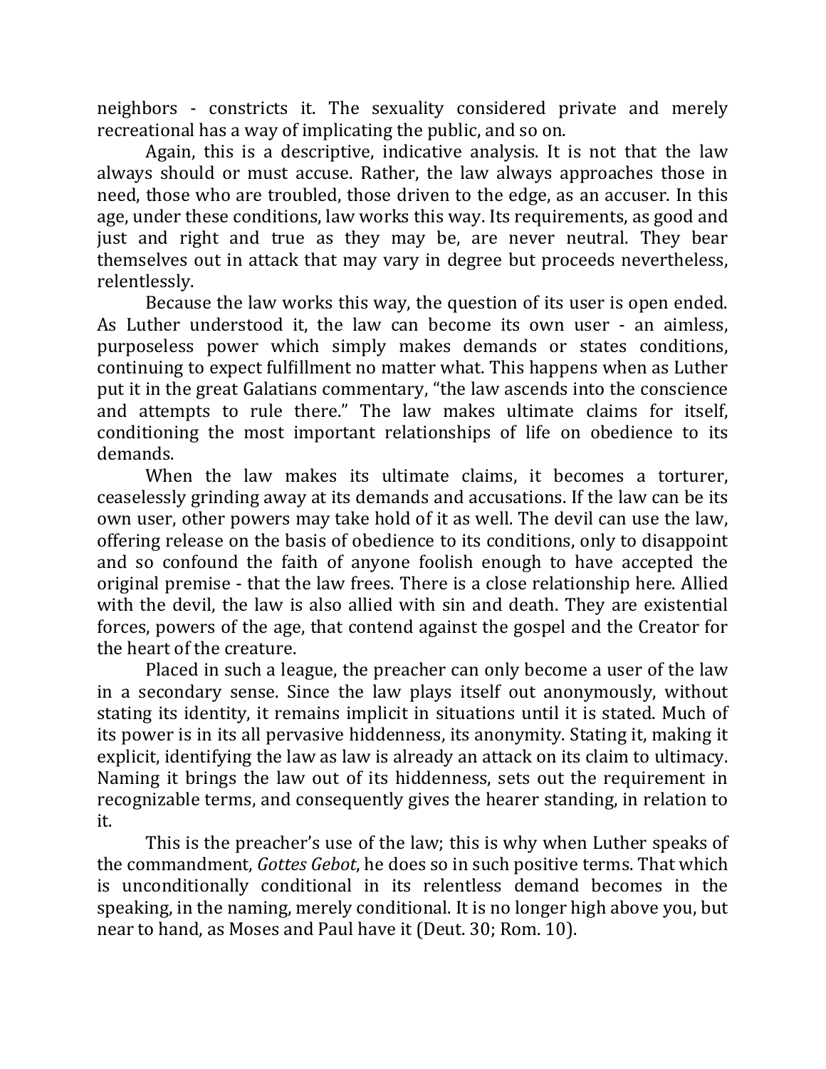neighbors - constricts it. The sexuality considered private and merely recreational has a way of implicating the public, and so on.

Again, this is a descriptive, indicative analysis. It is not that the law always should or must accuse. Rather, the law always approaches those in need, those who are troubled, those driven to the edge, as an accuser. In this age, under these conditions, law works this way. Its requirements, as good and just and right and true as they may be, are never neutral. They bear themselves out in attack that may vary in degree but proceeds nevertheless, relentlessly.

Because the law works this way, the question of its user is open ended. As Luther understood it, the law can become its own user - an aimless, purposeless power which simply makes demands or states conditions, continuing to expect fulfillment no matter what. This happens when as Luther put it in the great Galatians commentary, "the law ascends into the conscience and attempts to rule there." The law makes ultimate claims for itself, conditioning the most important relationships of life on obedience to its demands.

When the law makes its ultimate claims, it becomes a torturer, ceaselessly grinding away at its demands and accusations. If the law can be its own user, other powers may take hold of it as well. The devil can use the law, offering release on the basis of obedience to its conditions, only to disappoint and so confound the faith of anyone foolish enough to have accepted the original premise - that the law frees. There is a close relationship here. Allied with the devil, the law is also allied with sin and death. They are existential forces, powers of the age, that contend against the gospel and the Creator for the heart of the creature.

Placed in such a league, the preacher can only become a user of the law in a secondary sense. Since the law plays itself out anonymously, without stating its identity, it remains implicit in situations until it is stated. Much of its power is in its all pervasive hiddenness, its anonymity. Stating it, making it explicit, identifying the law as law is already an attack on its claim to ultimacy. Naming it brings the law out of its hiddenness, sets out the requirement in recognizable terms, and consequently gives the hearer standing, in relation to it.

This is the preacher's use of the law; this is why when Luther speaks of the commandment, *Gottes Gebot*, he does so in such positive terms. That which is unconditionally conditional in its relentless demand becomes in the speaking, in the naming, merely conditional. It is no longer high above you, but near to hand, as Moses and Paul have it (Deut. 30; Rom. 10).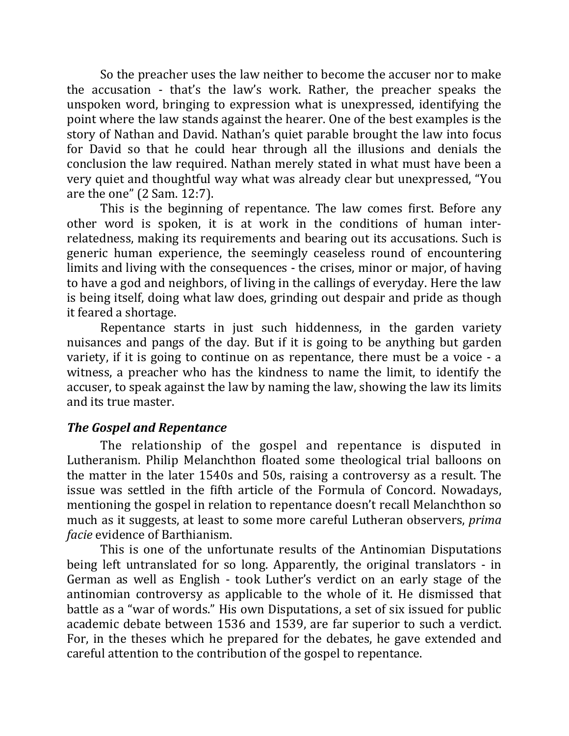So the preacher uses the law neither to become the accuser nor to make the accusation - that's the law's work. Rather, the preacher speaks the unspoken word, bringing to expression what is unexpressed, identifying the point where the law stands against the hearer. One of the best examples is the story of Nathan and David. Nathan's quiet parable brought the law into focus for David so that he could hear through all the illusions and denials the conclusion the law required. Nathan merely stated in what must have been a very quiet and thoughtful way what was already clear but unexpressed, "You are the one" (2 Sam. 12:7).

This is the beginning of repentance. The law comes first. Before any other word is spoken, it is at work in the conditions of human inter-relatedness, making its requirements and bearing out its accusations. Such is generic human experience, the seemingly ceaseless round of encountering limits and living with the consequences - the crises, minor or major, of having to have a god and neighbors, of living in the callings of everyday. Here the law is being itself, doing what law does, grinding out despair and pride as though it feared a shortage.

Repentance starts in just such hiddenness, in the garden variety nuisances and pangs of the day. But if it is going to be anything but garden variety, if it is going to continue on as repentance, there must be a voice - a witness, a preacher who has the kindness to name the limit, to identify the accuser, to speak against the law by naming the law, showing the law its limits and its true master.

### *The Gospel and Repentance*

The relationship of the gospel and repentance is disputed in Lutheranism. Philip Melanchthon floated some theological trial balloons on the matter in the later 1540s and 50s, raising a controversy as a result. The issue was settled in the fifth article of the Formula of Concord. Nowadays, mentioning the gospel in relation to repentance doesn't recall Melanchthon so much as it suggests, at least to some more careful Lutheran observers, *prima facie* evidence of Barthianism.

This is one of the unfortunate results of the Antinomian Disputations being left untranslated for so long. Apparently, the original translators - in German as well as English - took Luther's verdict on an early stage of the antinomian controversy as applicable to the whole of it. He dismissed that battle as a "war of words." His own Disputations, a set of six issued for public academic debate between 1536 and 1539, are far superior to such a verdict. For, in the theses which he prepared for the debates, he gave extended and careful attention to the contribution of the gospel to repentance.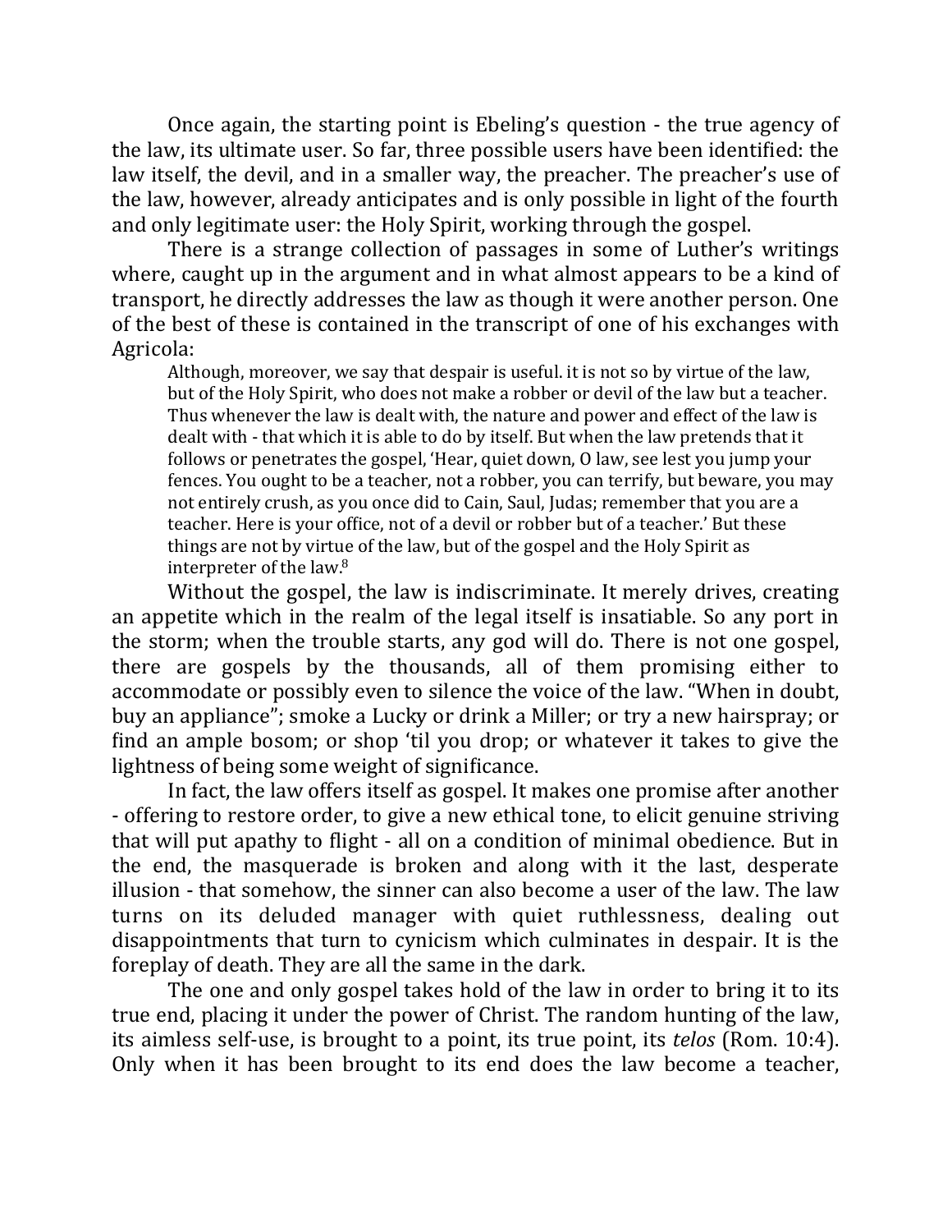Once again, the starting point is Ebeling's question - the true agency of the law, its ultimate user. So far, three possible users have been identified: the law itself, the devil, and in a smaller way, the preacher. The preacher's use of the law, however, already anticipates and is only possible in light of the fourth and only legitimate user: the Holy Spirit, working through the gospel.

There is a strange collection of passages in some of Luther's writings where, caught up in the argument and in what almost appears to be a kind of transport, he directly addresses the law as though it were another person. One of the best of these is contained in the transcript of one of his exchanges with Agricola:

> Although, moreover, we say that despair is useful. it is not so by virtue of the law, but of the Holy Spirit, who does not make a robber or devil of the law but a teacher. Thus whenever the law is dealt with, the nature and power and effect of the law is dealt with - that which it is able to do by itself. But when the law pretends that it follows or penetrates the gospel, 'Hear, quiet down, O law, see lest you jump your fences. You ought to be a teacher, not a robber, you can terrify, but beware, you may not entirely crush, as you once did to Cain, Saul, Judas; remember that you are a teacher. Here is your office, not of a devil or robber but of a teacher.' But these things are not by virtue of the law, but of the gospel and the Holy Spirit as interpreter of the law.[8]

Without the gospel, the law is indiscriminate. It merely drives, creating an appetite which in the realm of the legal itself is insatiable. So any port in the storm; when the trouble starts, any god will do. There is not one gospel, there are gospels by the thousands, all of them promising either to accommodate or possibly even to silence the voice of the law. "When in doubt, buy an appliance"; smoke a Lucky or drink a Miller; or try a new hairspray; or find an ample bosom; or shop 'til you drop; or whatever it takes to give the lightness of being some weight of significance.

In fact, the law offers itself as gospel. It makes one promise after another - offering to restore order, to give a new ethical tone, to elicit genuine striving that will put apathy to flight - all on a condition of minimal obedience. But in the end, the masquerade is broken and along with it the last, desperate illusion - that somehow, the sinner can also become a user of the law. The law turns on its deluded manager with quiet ruthlessness, dealing out disappointments that turn to cynicism which culminates in despair. It is the foreplay of death. They are all the same in the dark.

The one and only gospel takes hold of the law in order to bring it to its true end, placing it under the power of Christ. The random hunting of the law, its aimless self-use, is brought to a point, its true point, its *telos* (Rom. 10:4). Only when it has been brought to its end does the law become a teacher,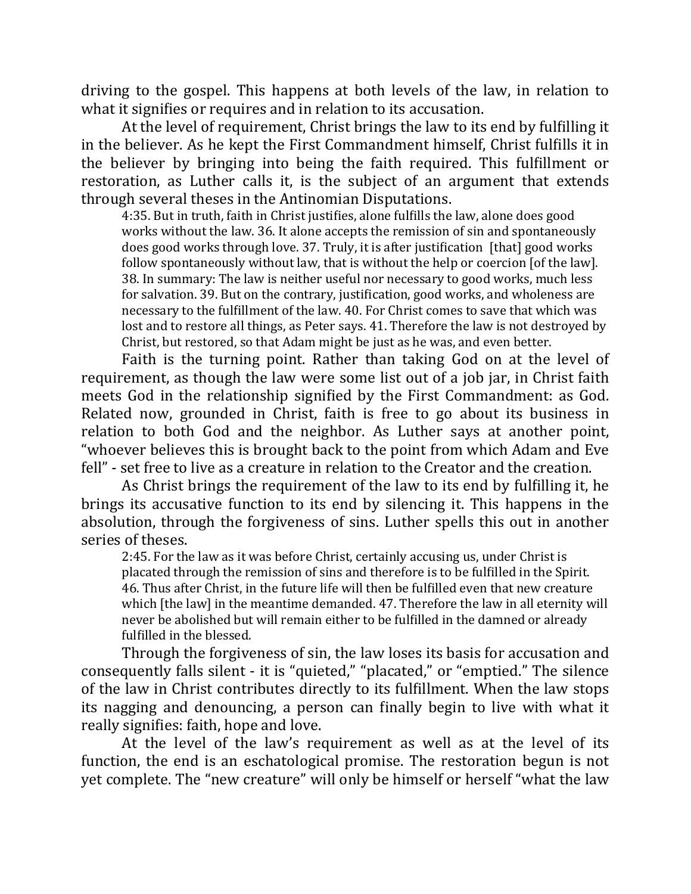driving to the gospel. This happens at both levels of the law, in relation to what it signifies or requires and in relation to its accusation.

At the level of requirement, Christ brings the law to its end by fulfilling it in the believer. As he kept the First Commandment himself, Christ fulfills it in the believer by bringing into being the faith required. This fulfillment or restoration, as Luther calls it, is the subject of an argument that extends through several theses in the Antinomian Disputations.

> 4:35. But in truth, faith in Christ justifies, alone fulfills the law, alone does good works without the law. 36. It alone accepts the remission of sin and spontaneously does good works through love. 37. Truly, it is after justification [that] good works follow spontaneously without law, that is without the help or coercion [of the law]. 38. In summary: The law is neither useful nor necessary to good works, much less for salvation. 39. But on the contrary, justification, good works, and wholeness are necessary to the fulfillment of the law. 40. For Christ comes to save that which was lost and to restore all things, as Peter says. 41. Therefore the law is not destroyed by Christ, but restored, so that Adam might be just as he was, and even better.

Faith is the turning point. Rather than taking God on at the level of requirement, as though the law were some list out of a job jar, in Christ faith meets God in the relationship signified by the First Commandment: as God. Related now, grounded in Christ, faith is free to go about its business in relation to both God and the neighbor. As Luther says at another point, "whoever believes this is brought back to the point from which Adam and Eve fell" - set free to live as a creature in relation to the Creator and the creation.

As Christ brings the requirement of the law to its end by fulfilling it, he brings its accusative function to its end by silencing it. This happens in the absolution, through the forgiveness of sins. Luther spells this out in another series of theses.

> 2:45. For the law as it was before Christ, certainly accusing us, under Christ is placated through the remission of sins and therefore is to be fulfilled in the Spirit. 46. Thus after Christ, in the future life will then be fulfilled even that new creature which [the law] in the meantime demanded. 47. Therefore the law in all eternity will never be abolished but will remain either to be fulfilled in the damned or already fulfilled in the blessed.

Through the forgiveness of sin, the law loses its basis for accusation and consequently falls silent - it is "quieted," "placated," or "emptied." The silence of the law in Christ contributes directly to its fulfillment. When the law stops its nagging and denouncing, a person can finally begin to live with what it really signifies: faith, hope and love.

At the level of the law's requirement as well as at the level of its function, the end is an eschatological promise. The restoration begun is not yet complete. The "new creature" will only be himself or herself "what the law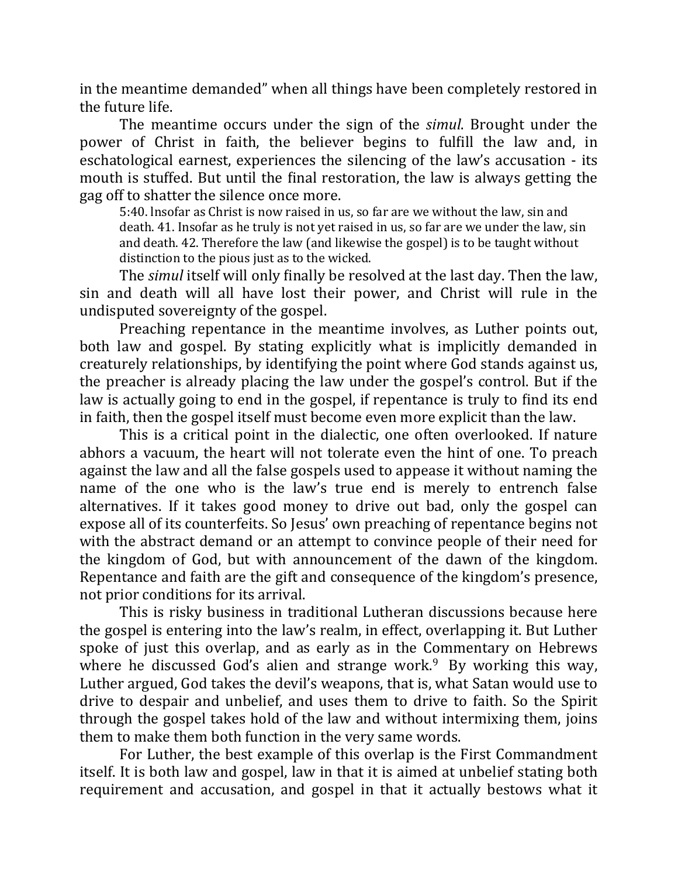in the meantime demanded" when all things have been completely restored in the future life.

The meantime occurs under the sign of the *simul*. Brought under the power of Christ in faith, the believer begins to fulfill the law and, in eschatological earnest, experiences the silencing of the law's accusation - its mouth is stuffed. But until the final restoration, the law is always getting the gag off to shatter the silence once more.

> 5:40. Insofar as Christ is now raised in us, so far are we without the law, sin and death. 41. Insofar as he truly is not yet raised in us, so far are we under the law, sin and death. 42. Therefore the law (and likewise the gospel) is to be taught without distinction to the pious just as to the wicked.

The *simul* itself will only finally be resolved at the last day. Then the law, sin and death will all have lost their power, and Christ will rule in the undisputed sovereignty of the gospel.

Preaching repentance in the meantime involves, as Luther points out, both law and gospel. By stating explicitly what is implicitly demanded in creaturely relationships, by identifying the point where God stands against us, the preacher is already placing the law under the gospel's control. But if the law is actually going to end in the gospel, if repentance is truly to find its end in faith, then the gospel itself must become even more explicit than the law.

This is a critical point in the dialectic, one often overlooked. If nature abhors a vacuum, the heart will not tolerate even the hint of one. To preach against the law and all the false gospels used to appease it without naming the name of the one who is the law's true end is merely to entrench false alternatives. If it takes good money to drive out bad, only the gospel can expose all of its counterfeits. So Jesus' own preaching of repentance begins not with the abstract demand or an attempt to convince people of their need for the kingdom of God, but with announcement of the dawn of the kingdom. Repentance and faith are the gift and consequence of the kingdom's presence, not prior conditions for its arrival.

This is risky business in traditional Lutheran discussions because here the gospel is entering into the law's realm, in effect, overlapping it. But Luther spoke of just this overlap, and as early as in the Commentary on Hebrews where he discussed God's alien and strange work.[9] By working this way, Luther argued, God takes the devil's weapons, that is, what Satan would use to drive to despair and unbelief, and uses them to drive to faith. So the Spirit through the gospel takes hold of the law and without intermixing them, joins them to make them both function in the very same words.

For Luther, the best example of this overlap is the First Commandment itself. It is both law and gospel, law in that it is aimed at unbelief stating both requirement and accusation, and gospel in that it actually bestows what it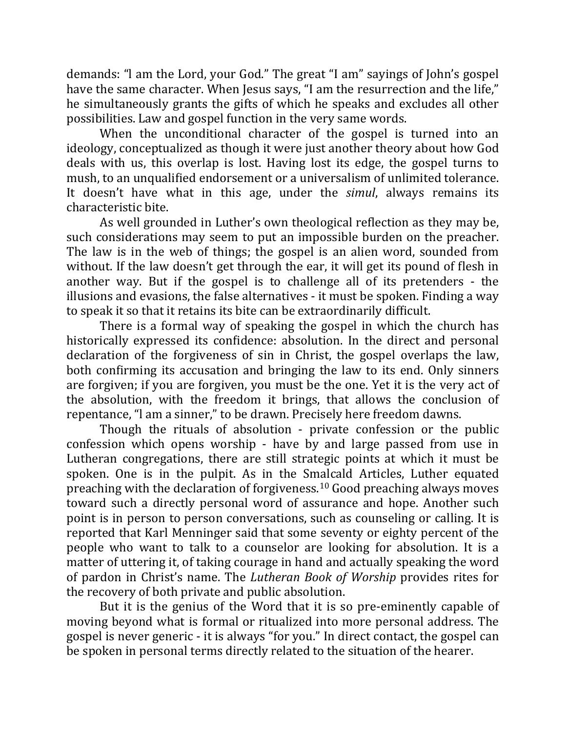demands: "I am the Lord, your God." The great "I am" sayings of John's gospel have the same character. When Jesus says, "I am the resurrection and the life," he simultaneously grants the gifts of which he speaks and excludes all other possibilities. Law and gospel function in the very same words.

When the unconditional character of the gospel is turned into an ideology, conceptualized as though it were just another theory about how God deals with us, this overlap is lost. Having lost its edge, the gospel turns to mush, to an unqualified endorsement or a universalism of unlimited tolerance. It doesn't have what in this age, under the *simul*, always remains its characteristic bite.

As well grounded in Luther's own theological reflection as they may be, such considerations may seem to put an impossible burden on the preacher. The law is in the web of things; the gospel is an alien word, sounded from without. If the law doesn't get through the ear, it will get its pound of flesh in another way. But if the gospel is to challenge all of its pretenders - the illusions and evasions, the false alternatives - it must be spoken. Finding a way to speak it so that it retains its bite can be extraordinarily difficult.

There is a formal way of speaking the gospel in which the church has historically expressed its confidence: absolution. In the direct and personal declaration of the forgiveness of sin in Christ, the gospel overlaps the law, both confirming its accusation and bringing the law to its end. Only sinners are forgiven; if you are forgiven, you must be the one. Yet it is the very act of the absolution, with the freedom it brings, that allows the conclusion of repentance, "I am a sinner," to be drawn. Precisely here freedom dawns.

Though the rituals of absolution - private confession or the public confession which opens worship - have by and large passed from use in Lutheran congregations, there are still strategic points at which it must be spoken. One is in the pulpit. As in the Smalcald Articles, Luther equated preaching with the declaration of forgiveness.[10] Good preaching always moves toward such a directly personal word of assurance and hope. Another such point is in person to person conversations, such as counseling or calling. It is reported that Karl Menninger said that some seventy or eighty percent of the people who want to talk to a counselor are looking for absolution. It is a matter of uttering it, of taking courage in hand and actually speaking the word of pardon in Christ's name. The *Lutheran Book of Worship* provides rites for the recovery of both private and public absolution.

But it is the genius of the Word that it is so pre-eminently capable of moving beyond what is formal or ritualized into more personal address. The gospel is never generic - it is always "for you." In direct contact, the gospel can be spoken in personal terms directly related to the situation of the hearer.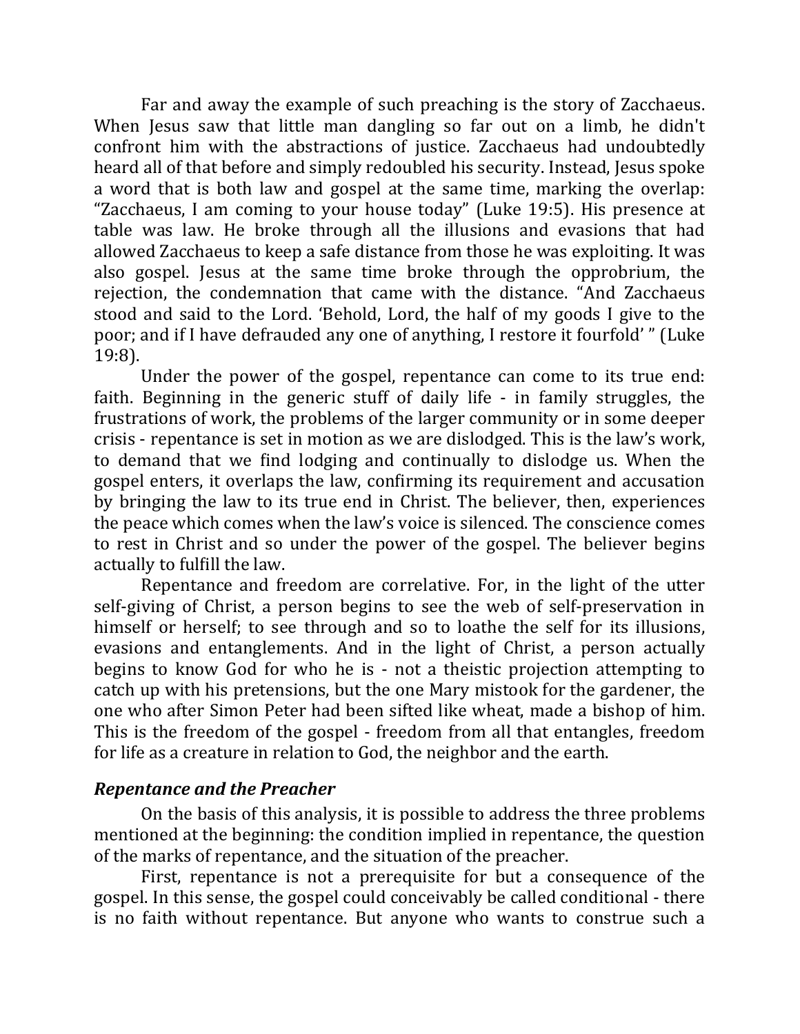Far and away the example of such preaching is the story of Zacchaeus. When Jesus saw that little man dangling so far out on a limb, he didn't confront him with the abstractions of justice. Zacchaeus had undoubtedly heard all of that before and simply redoubled his security. Instead, Jesus spoke a word that is both law and gospel at the same time, marking the overlap: "Zacchaeus, I am coming to your house today" (Luke 19:5). His presence at table was law. He broke through all the illusions and evasions that had allowed Zacchaeus to keep a safe distance from those he was exploiting. It was also gospel. Jesus at the same time broke through the opprobrium, the rejection, the condemnation that came with the distance. "And Zacchaeus stood and said to the Lord. 'Behold, Lord, the half of my goods I give to the poor; and if I have defrauded any one of anything, I restore it fourfold' " (Luke 19:8).

Under the power of the gospel, repentance can come to its true end: faith. Beginning in the generic stuff of daily life - in family struggles, the frustrations of work, the problems of the larger community or in some deeper crisis - repentance is set in motion as we are dislodged. This is the law's work, to demand that we find lodging and continually to dislodge us. When the gospel enters, it overlaps the law, confirming its requirement and accusation by bringing the law to its true end in Christ. The believer, then, experiences the peace which comes when the law's voice is silenced. The conscience comes to rest in Christ and so under the power of the gospel. The believer begins actually to fulfill the law.

Repentance and freedom are correlative. For, in the light of the utter self-giving of Christ, a person begins to see the web of self-preservation in himself or herself; to see through and so to loathe the self for its illusions, evasions and entanglements. And in the light of Christ, a person actually begins to know God for who he is - not a theistic projection attempting to catch up with his pretensions, but the one Mary mistook for the gardener, the one who after Simon Peter had been sifted like wheat, made a bishop of him. This is the freedom of the gospel - freedom from all that entangles, freedom for life as a creature in relation to God, the neighbor and the earth.

### *Repentance and the Preacher*

On the basis of this analysis, it is possible to address the three problems mentioned at the beginning: the condition implied in repentance, the question of the marks of repentance, and the situation of the preacher.

First, repentance is not a prerequisite for but a consequence of the gospel. In this sense, the gospel could conceivably be called conditional - there is no faith without repentance. But anyone who wants to construe such a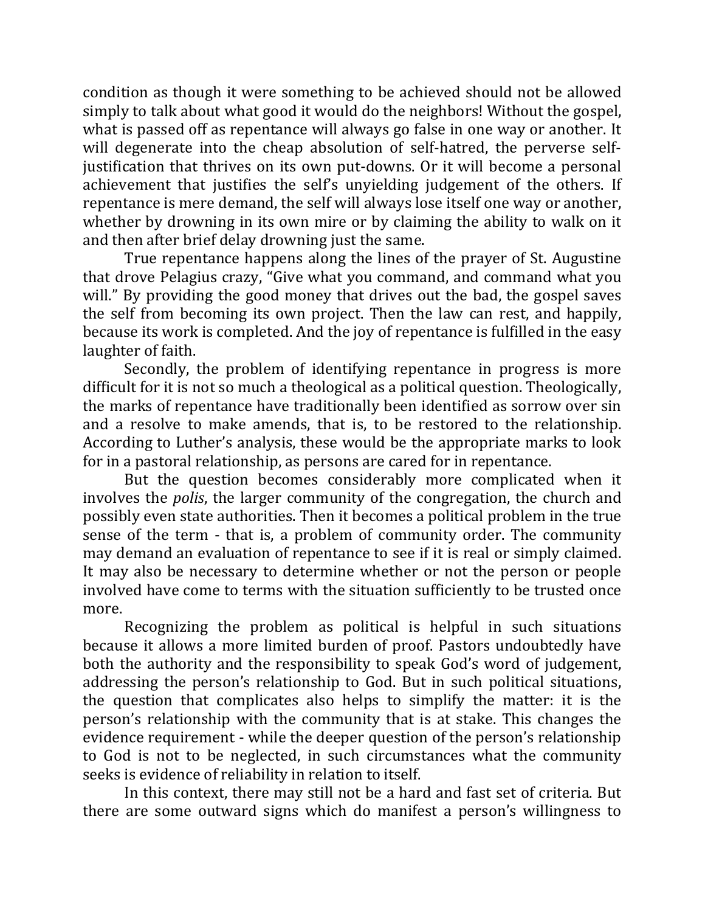condition as though it were something to be achieved should not be allowed simply to talk about what good it would do the neighbors! Without the gospel, what is passed off as repentance will always go false in one way or another. It will degenerate into the cheap absolution of self-hatred, the perverse self-justification that thrives on its own put-downs. Or it will become a personal achievement that justifies the self's unyielding judgement of the others. If repentance is mere demand, the self will always lose itself one way or another, whether by drowning in its own mire or by claiming the ability to walk on it and then after brief delay drowning just the same.

True repentance happens along the lines of the prayer of St. Augustine that drove Pelagius crazy, "Give what you command, and command what you will." By providing the good money that drives out the bad, the gospel saves the self from becoming its own project. Then the law can rest, and happily, because its work is completed. And the joy of repentance is fulfilled in the easy laughter of faith.

Secondly, the problem of identifying repentance in progress is more difficult for it is not so much a theological as a political question. Theologically, the marks of repentance have traditionally been identified as sorrow over sin and a resolve to make amends, that is, to be restored to the relationship. According to Luther's analysis, these would be the appropriate marks to look for in a pastoral relationship, as persons are cared for in repentance.

But the question becomes considerably more complicated when it involves the *polis*, the larger community of the congregation, the church and possibly even state authorities. Then it becomes a political problem in the true sense of the term - that is, a problem of community order. The community may demand an evaluation of repentance to see if it is real or simply claimed. It may also be necessary to determine whether or not the person or people involved have come to terms with the situation sufficiently to be trusted once more.

Recognizing the problem as political is helpful in such situations because it allows a more limited burden of proof. Pastors undoubtedly have both the authority and the responsibility to speak God's word of judgement, addressing the person's relationship to God. But in such political situations, the question that complicates also helps to simplify the matter: it is the person's relationship with the community that is at stake. This changes the evidence requirement - while the deeper question of the person's relationship to God is not to be neglected, in such circumstances what the community seeks is evidence of reliability in relation to itself.

In this context, there may still not be a hard and fast set of criteria. But there are some outward signs which do manifest a person's willingness to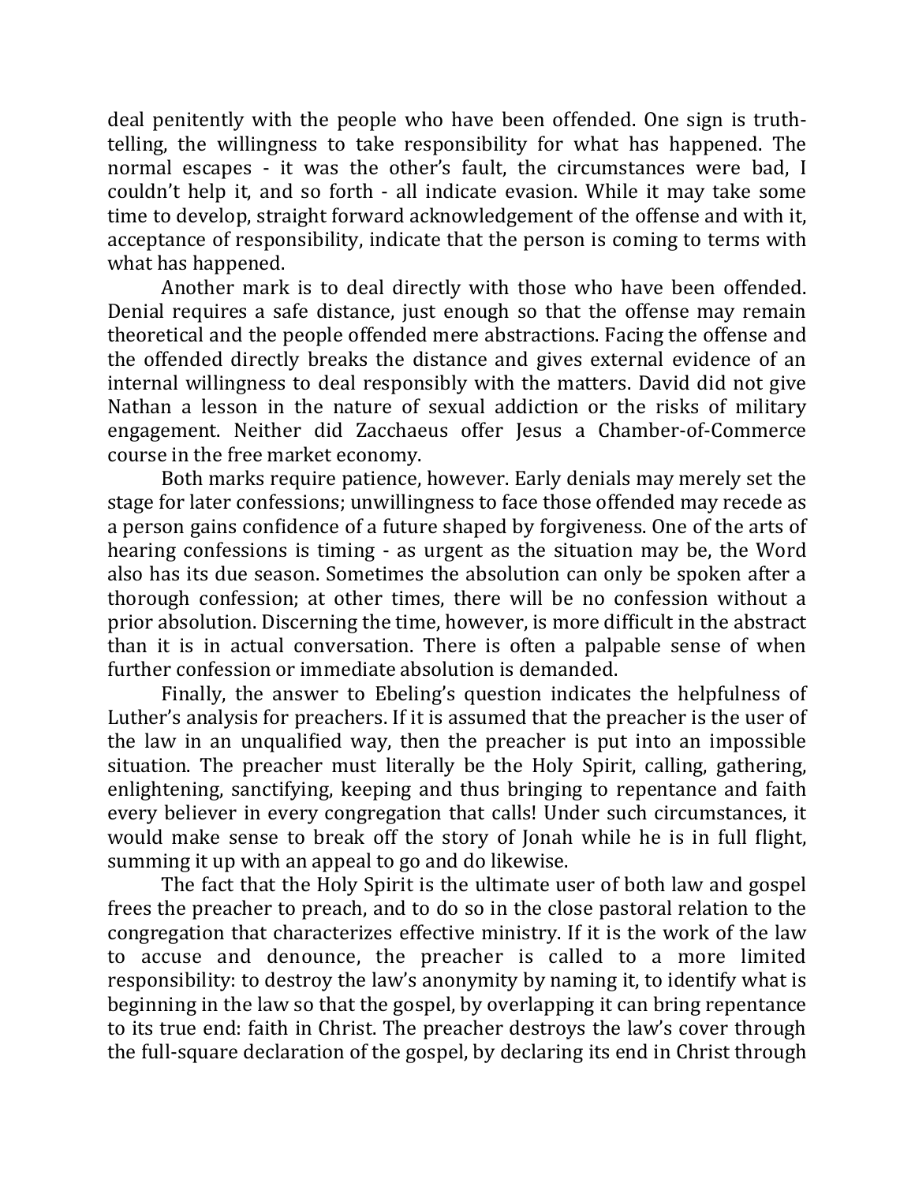deal penitently with the people who have been offended. One sign is truth-telling, the willingness to take responsibility for what has happened. The normal escapes - it was the other's fault, the circumstances were bad, I couldn't help it, and so forth - all indicate evasion. While it may take some time to develop, straight forward acknowledgement of the offense and with it, acceptance of responsibility, indicate that the person is coming to terms with what has happened.

Another mark is to deal directly with those who have been offended. Denial requires a safe distance, just enough so that the offense may remain theoretical and the people offended mere abstractions. Facing the offense and the offended directly breaks the distance and gives external evidence of an internal willingness to deal responsibly with the matters. David did not give Nathan a lesson in the nature of sexual addiction or the risks of military engagement. Neither did Zacchaeus offer Jesus a Chamber-of-Commerce course in the free market economy.

Both marks require patience, however. Early denials may merely set the stage for later confessions; unwillingness to face those offended may recede as a person gains confidence of a future shaped by forgiveness. One of the arts of hearing confessions is timing - as urgent as the situation may be, the Word also has its due season. Sometimes the absolution can only be spoken after a thorough confession; at other times, there will be no confession without a prior absolution. Discerning the time, however, is more difficult in the abstract than it is in actual conversation. There is often a palpable sense of when further confession or immediate absolution is demanded.

Finally, the answer to Ebeling's question indicates the helpfulness of Luther's analysis for preachers. If it is assumed that the preacher is the user of the law in an unqualified way, then the preacher is put into an impossible situation. The preacher must literally be the Holy Spirit, calling, gathering, enlightening, sanctifying, keeping and thus bringing to repentance and faith every believer in every congregation that calls! Under such circumstances, it would make sense to break off the story of Jonah while he is in full flight, summing it up with an appeal to go and do likewise.

The fact that the Holy Spirit is the ultimate user of both law and gospel frees the preacher to preach, and to do so in the close pastoral relation to the congregation that characterizes effective ministry. If it is the work of the law to accuse and denounce, the preacher is called to a more limited responsibility: to destroy the law's anonymity by naming it, to identify what is beginning in the law so that the gospel, by overlapping it can bring repentance to its true end: faith in Christ. The preacher destroys the law's cover through the full-square declaration of the gospel, by declaring its end in Christ through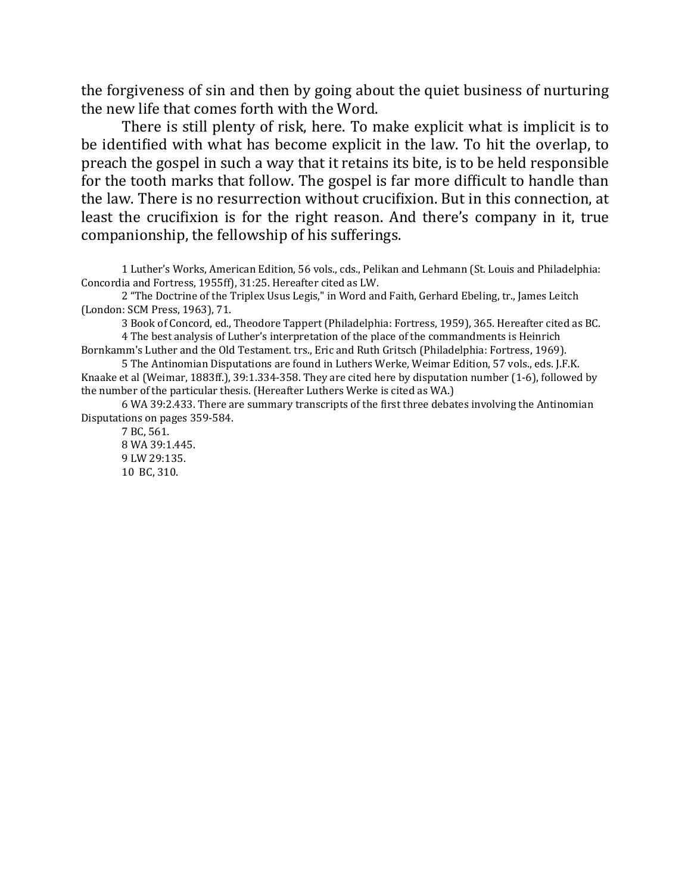the forgiveness of sin and then by going about the quiet business of nurturing the new life that comes forth with the Word.

There is still plenty of risk, here. To make explicit what is implicit is to be identified with what has become explicit in the law. To hit the overlap, to preach the gospel in such a way that it retains its bite, is to be held responsible for the tooth marks that follow. The gospel is far more difficult to handle than the law. There is no resurrection without crucifixion. But in this connection, at least the crucifixion is for the right reason. And there's company in it, true companionship, the fellowship of his sufferings.

1 Luther's Works, American Edition, 56 vols., cds., Pelikan and Lehmann (St. Louis and Philadelphia: Concordia and Fortress, 1955ff), 31:25. Hereafter cited as LW.

2 "The Doctrine of the Triplex Usus Legis," in Word and Faith, Gerhard Ebeling, tr., James Leitch (London: SCM Press, 1963), 71.

3 Book of Concord, ed., Theodore Tappert (Philadelphia: Fortress, 1959), 365. Hereafter cited as BC.

4 The best analysis of Luther's interpretation of the place of the commandments is Heinrich Bornkamm's Luther and the Old Testament. trs., Eric and Ruth Gritsch (Philadelphia: Fortress, 1969).

5 The Antinomian Disputations are found in Luthers Werke, Weimar Edition, 57 vols., eds. J.F.K. Knaake et al (Weimar, 1883ff.), 39:1.334-358. They are cited here by disputation number (1-6), followed by the number of the particular thesis. (Hereafter Luthers Werke is cited as WA.)

6 WA 39:2.433. There are summary transcripts of the first three debates involving the Antinomian Disputations on pages 359-584.

7 BC, 561.

8 WA 39:1.445.

9 LW 29:135.

10 BC, 310.